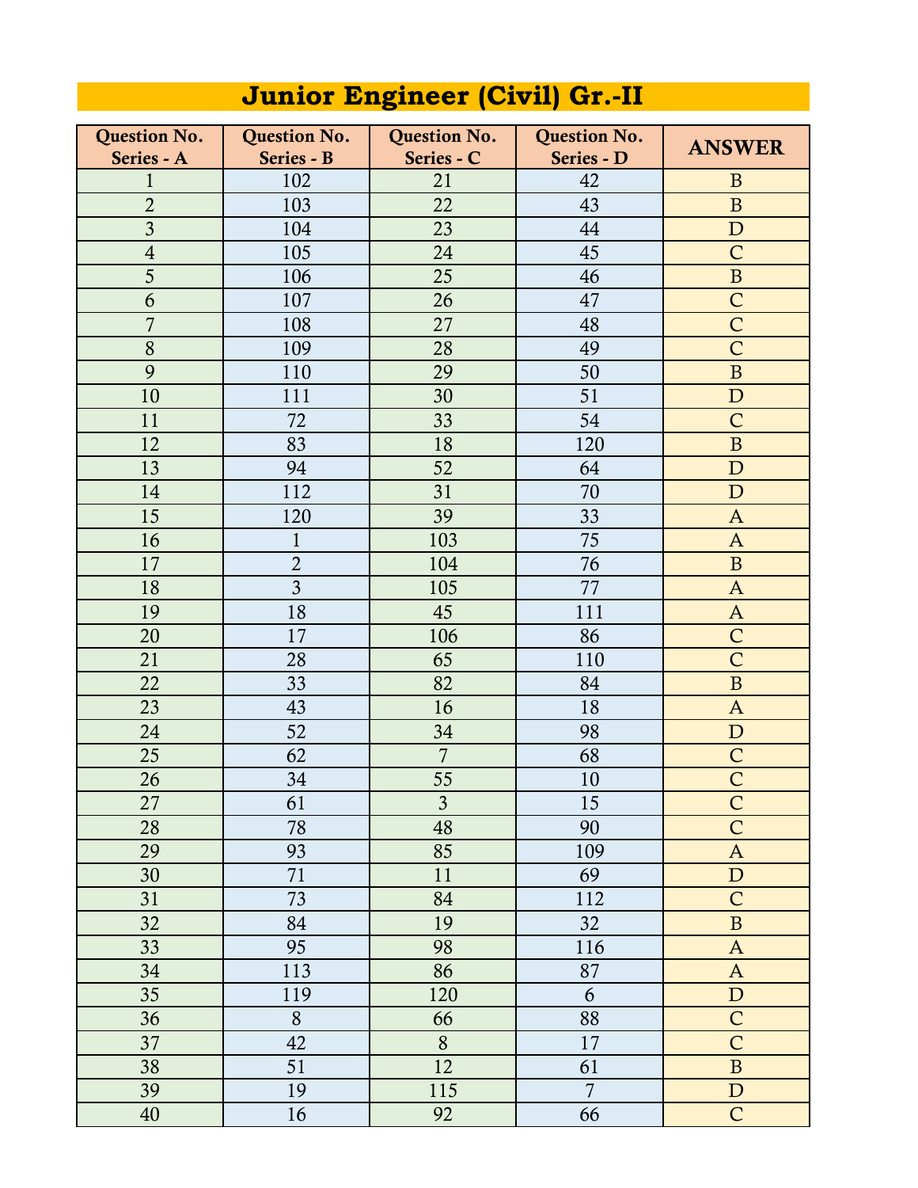# Junior Engineer (Civil) Gr.-II

| Question No. Series - A | Question No. Series - B | Question No. Series - C | Question No. Series - D | ANSWER |
|---|---|---|---|---|
| 1 | 102 | 21 | 42 | B |
| 2 | 103 | 22 | 43 | B |
| 3 | 104 | 23 | 44 | D |
| 4 | 105 | 24 | 45 | C |
| 5 | 106 | 25 | 46 | B |
| 6 | 107 | 26 | 47 | C |
| 7 | 108 | 27 | 48 | C |
| 8 | 109 | 28 | 49 | C |
| 9 | 110 | 29 | 50 | B |
| 10 | 111 | 30 | 51 | D |
| 11 | 72 | 33 | 54 | C |
| 12 | 83 | 18 | 120 | B |
| 13 | 94 | 52 | 64 | D |
| 14 | 112 | 31 | 70 | D |
| 15 | 120 | 39 | 33 | A |
| 16 | 1 | 103 | 75 | A |
| 17 | 2 | 104 | 76 | B |
| 18 | 3 | 105 | 77 | A |
| 19 | 18 | 45 | 111 | A |
| 20 | 17 | 106 | 86 | C |
| 21 | 28 | 65 | 110 | C |
| 22 | 33 | 82 | 84 | B |
| 23 | 43 | 16 | 18 | A |
| 24 | 52 | 34 | 98 | D |
| 25 | 62 | 7 | 68 | C |
| 26 | 34 | 55 | 10 | C |
| 27 | 61 | 3 | 15 | C |
| 28 | 78 | 48 | 90 | C |
| 29 | 93 | 85 | 109 | A |
| 30 | 71 | 11 | 69 | D |
| 31 | 73 | 84 | 112 | C |
| 32 | 84 | 19 | 32 | B |
| 33 | 95 | 98 | 116 | A |
| 34 | 113 | 86 | 87 | A |
| 35 | 119 | 120 | 6 | D |
| 36 | 8 | 66 | 88 | C |
| 37 | 42 | 8 | 17 | C |
| 38 | 51 | 12 | 61 | B |
| 39 | 19 | 115 | 7 | D |
| 40 | 16 | 92 | 66 | C |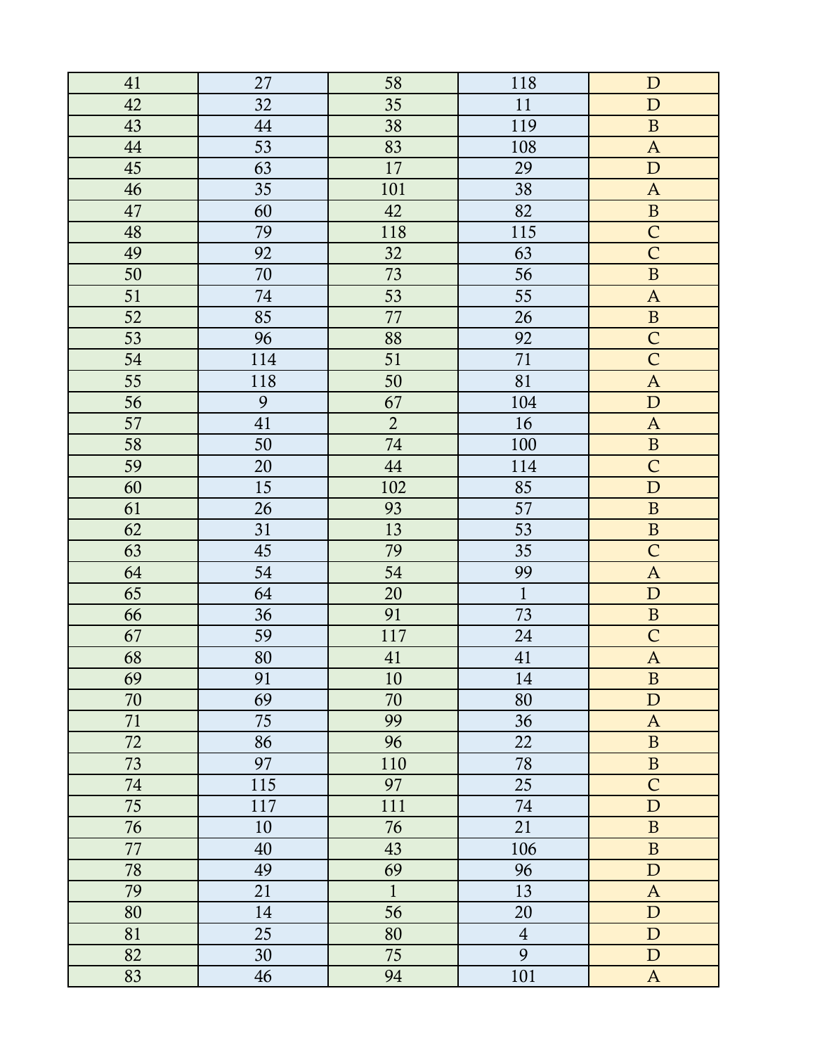| 41 | 27 | 58 | 118 | D |
|---|---|---|---|---|
| 42 | 32 | 35 | 11 | D |
| 43 | 44 | 38 | 119 | B |
| 44 | 53 | 83 | 108 | A |
| 45 | 63 | 17 | 29 | D |
| 46 | 35 | 101 | 38 | A |
| 47 | 60 | 42 | 82 | B |
| 48 | 79 | 118 | 115 | C |
| 49 | 92 | 32 | 63 | C |
| 50 | 70 | 73 | 56 | B |
| 51 | 74 | 53 | 55 | A |
| 52 | 85 | 77 | 26 | B |
| 53 | 96 | 88 | 92 | C |
| 54 | 114 | 51 | 71 | C |
| 55 | 118 | 50 | 81 | A |
| 56 | 9 | 67 | 104 | D |
| 57 | 41 | 2 | 16 | A |
| 58 | 50 | 74 | 100 | B |
| 59 | 20 | 44 | 114 | C |
| 60 | 15 | 102 | 85 | D |
| 61 | 26 | 93 | 57 | B |
| 62 | 31 | 13 | 53 | B |
| 63 | 45 | 79 | 35 | C |
| 64 | 54 | 54 | 99 | A |
| 65 | 64 | 20 | 1 | D |
| 66 | 36 | 91 | 73 | B |
| 67 | 59 | 117 | 24 | C |
| 68 | 80 | 41 | 41 | A |
| 69 | 91 | 10 | 14 | B |
| 70 | 69 | 70 | 80 | D |
| 71 | 75 | 99 | 36 | A |
| 72 | 86 | 96 | 22 | B |
| 73 | 97 | 110 | 78 | B |
| 74 | 115 | 97 | 25 | C |
| 75 | 117 | 111 | 74 | D |
| 76 | 10 | 76 | 21 | B |
| 77 | 40 | 43 | 106 | B |
| 78 | 49 | 69 | 96 | D |
| 79 | 21 | 1 | 13 | A |
| 80 | 14 | 56 | 20 | D |
| 81 | 25 | 80 | 4 | D |
| 82 | 30 | 75 | 9 | D |
| 83 | 46 | 94 | 101 | A |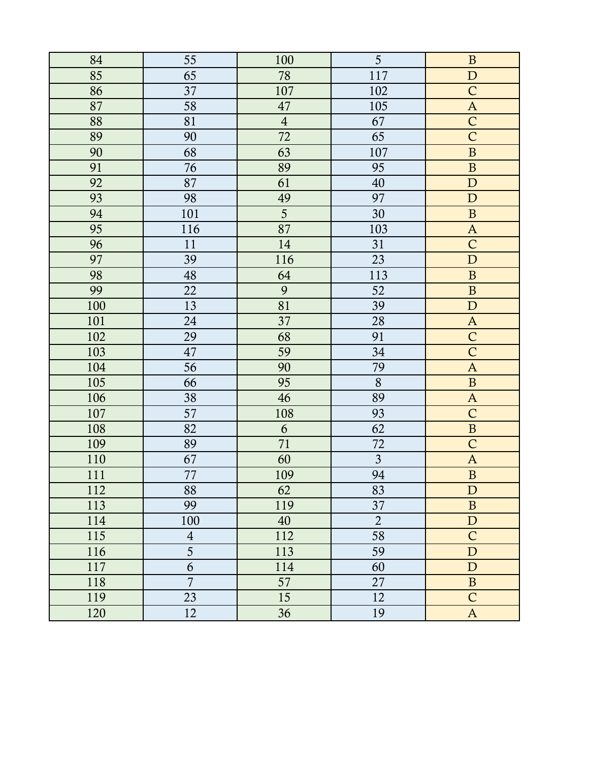| | | | | |
|---|---|---|---|---|
| 84 | 55 | 100 | 5 | B |
| 85 | 65 | 78 | 117 | D |
| 86 | 37 | 107 | 102 | C |
| 87 | 58 | 47 | 105 | A |
| 88 | 81 | 4 | 67 | C |
| 89 | 90 | 72 | 65 | C |
| 90 | 68 | 63 | 107 | B |
| 91 | 76 | 89 | 95 | B |
| 92 | 87 | 61 | 40 | D |
| 93 | 98 | 49 | 97 | D |
| 94 | 101 | 5 | 30 | B |
| 95 | 116 | 87 | 103 | A |
| 96 | 11 | 14 | 31 | C |
| 97 | 39 | 116 | 23 | D |
| 98 | 48 | 64 | 113 | B |
| 99 | 22 | 9 | 52 | B |
| 100 | 13 | 81 | 39 | D |
| 101 | 24 | 37 | 28 | A |
| 102 | 29 | 68 | 91 | C |
| 103 | 47 | 59 | 34 | C |
| 104 | 56 | 90 | 79 | A |
| 105 | 66 | 95 | 8 | B |
| 106 | 38 | 46 | 89 | A |
| 107 | 57 | 108 | 93 | C |
| 108 | 82 | 6 | 62 | B |
| 109 | 89 | 71 | 72 | C |
| 110 | 67 | 60 | 3 | A |
| 111 | 77 | 109 | 94 | B |
| 112 | 88 | 62 | 83 | D |
| 113 | 99 | 119 | 37 | B |
| 114 | 100 | 40 | 2 | D |
| 115 | 4 | 112 | 58 | C |
| 116 | 5 | 113 | 59 | D |
| 117 | 6 | 114 | 60 | D |
| 118 | 7 | 57 | 27 | B |
| 119 | 23 | 15 | 12 | C |
| 120 | 12 | 36 | 19 | A |